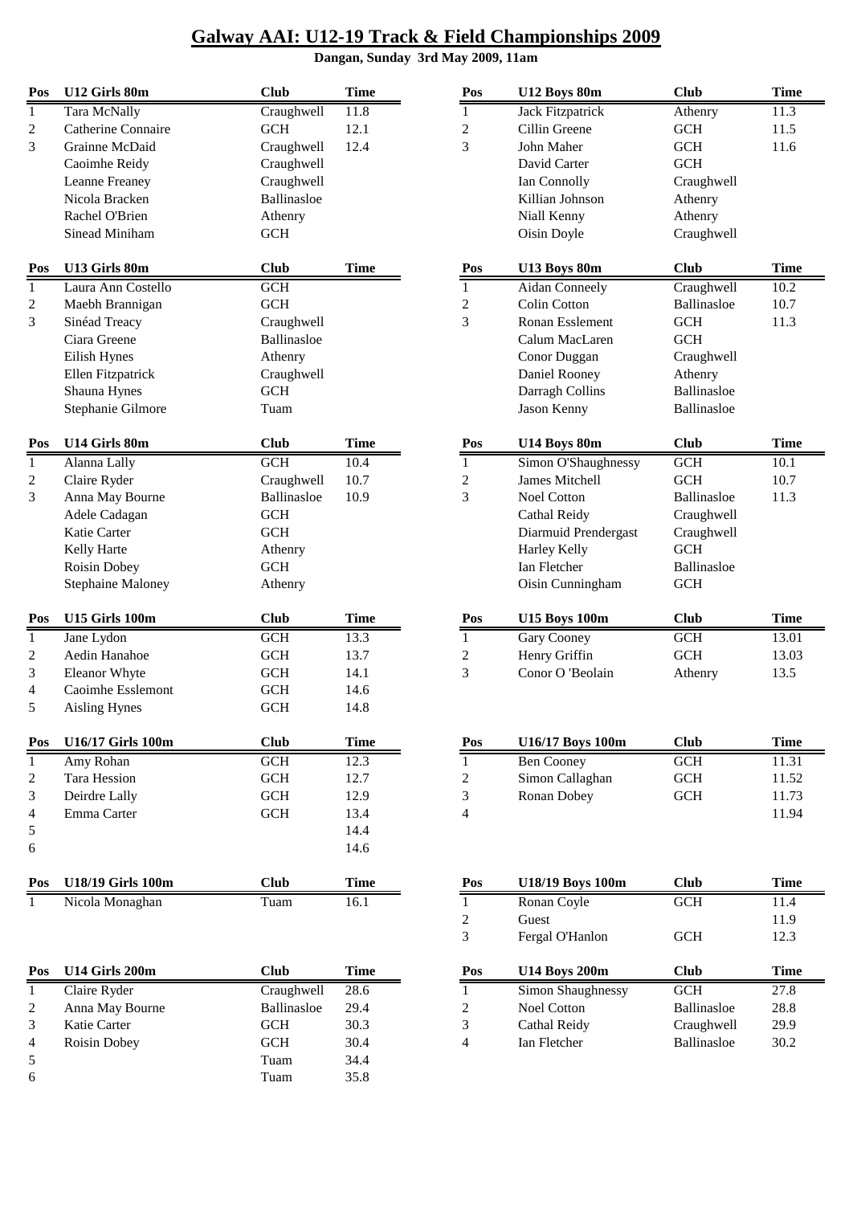# Galway AAI: U12-19 Track & Field Championships 2009

**Dangan, Sunday 3rd May 2009, 11am**

| Pos | U12 Girls 80m | Club | Time |
|---|---|---|---|
| 1 | Tara McNally | Craughwell | 11.8 |
| 2 | Catherine Connaire | GCH | 12.1 |
| 3 | Grainne McDaid | Craughwell | 12.4 |
| | Caoimhe Reidy | Craughwell | |
| | Leanne Freaney | Craughwell | |
| | Nicola Bracken | Ballinasloe | |
| | Rachel O'Brien | Athenry | |
| | Sinead Miniham | GCH | |

| Pos | U12 Boys 80m | Club | Time |
|---|---|---|---|
| 1 | Jack Fitzpatrick | Athenry | 11.3 |
| 2 | Cillin Greene | GCH | 11.5 |
| 3 | John Maher | GCH | 11.6 |
| | David Carter | GCH | |
| | Ian Connolly | Craughwell | |
| | Killian Johnson | Athenry | |
| | Niall Kenny | Athenry | |
| | Oisin Doyle | Craughwell | |

| Pos | U13 Girls 80m | Club | Time |
|---|---|---|---|
| 1 | Laura Ann Costello | GCH | |
| 2 | Maebh Brannigan | GCH | |
| 3 | Sinéad Treacy | Craughwell | |
| | Ciara Greene | Ballinasloe | |
| | Eilish Hynes | Athenry | |
| | Ellen Fitzpatrick | Craughwell | |
| | Shauna Hynes | GCH | |
| | Stephanie Gilmore | Tuam | |

| Pos | U13 Boys 80m | Club | Time |
|---|---|---|---|
| 1 | Aidan Conneely | Craughwell | 10.2 |
| 2 | Colin Cotton | Ballinasloe | 10.7 |
| 3 | Ronan Esslement | GCH | 11.3 |
| | Calum MacLaren | GCH | |
| | Conor Duggan | Craughwell | |
| | Daniel Rooney | Athenry | |
| | Darragh Collins | Ballinasloe | |
| | Jason Kenny | Ballinasloe | |

| Pos | U14 Girls 80m | Club | Time |
|---|---|---|---|
| 1 | Alanna Lally | GCH | 10.4 |
| 2 | Claire Ryder | Craughwell | 10.7 |
| 3 | Anna May Bourne | Ballinasloe | 10.9 |
| | Adele Cadagan | GCH | |
| | Katie Carter | GCH | |
| | Kelly Harte | Athenry | |
| | Roisin Dobey | GCH | |
| | Stephaine Maloney | Athenry | |

| Pos | U14 Boys 80m | Club | Time |
|---|---|---|---|
| 1 | Simon O'Shaughnessy | GCH | 10.1 |
| 2 | James Mitchell | GCH | 10.7 |
| 3 | Noel Cotton | Ballinasloe | 11.3 |
| | Cathal Reidy | Craughwell | |
| | Diarmuid Prendergast | Craughwell | |
| | Harley Kelly | GCH | |
| | Ian Fletcher | Ballinasloe | |
| | Oisin Cunningham | GCH | |

| Pos | U15 Girls 100m | Club | Time |
|---|---|---|---|
| 1 | Jane Lydon | GCH | 13.3 |
| 2 | Aedin Hanahoe | GCH | 13.7 |
| 3 | Eleanor Whyte | GCH | 14.1 |
| 4 | Caoimhe Esslemont | GCH | 14.6 |
| 5 | Aisling Hynes | GCH | 14.8 |

| Pos | U15 Boys 100m | Club | Time |
|---|---|---|---|
| 1 | Gary Cooney | GCH | 13.01 |
| 2 | Henry Griffin | GCH | 13.03 |
| 3 | Conor O 'Beolain | Athenry | 13.5 |

| Pos | U16/17 Girls 100m | Club | Time |
|---|---|---|---|
| 1 | Amy Rohan | GCH | 12.3 |
| 2 | Tara Hession | GCH | 12.7 |
| 3 | Deirdre Lally | GCH | 12.9 |
| 4 | Emma Carter | GCH | 13.4 |
| 5 | | | 14.4 |
| 6 | | | 14.6 |

| Pos | U16/17 Boys 100m | Club | Time |
|---|---|---|---|
| 1 | Ben Cooney | GCH | 11.31 |
| 2 | Simon Callaghan | GCH | 11.52 |
| 3 | Ronan Dobey | GCH | 11.73 |
| 4 | | | 11.94 |

| Pos | U18/19 Girls 100m | Club | Time |
|---|---|---|---|
| 1 | Nicola Monaghan | Tuam | 16.1 |

| Pos | U18/19 Boys 100m | Club | Time |
|---|---|---|---|
| 1 | Ronan Coyle | GCH | 11.4 |
| 2 | Guest | | 11.9 |
| 3 | Fergal O'Hanlon | GCH | 12.3 |

| Pos | U14 Girls 200m | Club | Time |
|---|---|---|---|
| 1 | Claire Ryder | Craughwell | 28.6 |
| 2 | Anna May Bourne | Ballinasloe | 29.4 |
| 3 | Katie Carter | GCH | 30.3 |
| 4 | Roisin Dobey | GCH | 30.4 |
| 5 | | Tuam | 34.4 |
| 6 | | Tuam | 35.8 |

| Pos | U14 Boys 200m | Club | Time |
|---|---|---|---|
| 1 | Simon Shaughnessy | GCH | 27.8 |
| 2 | Noel Cotton | Ballinasloe | 28.8 |
| 3 | Cathal Reidy | Craughwell | 29.9 |
| 4 | Ian Fletcher | Ballinasloe | 30.2 |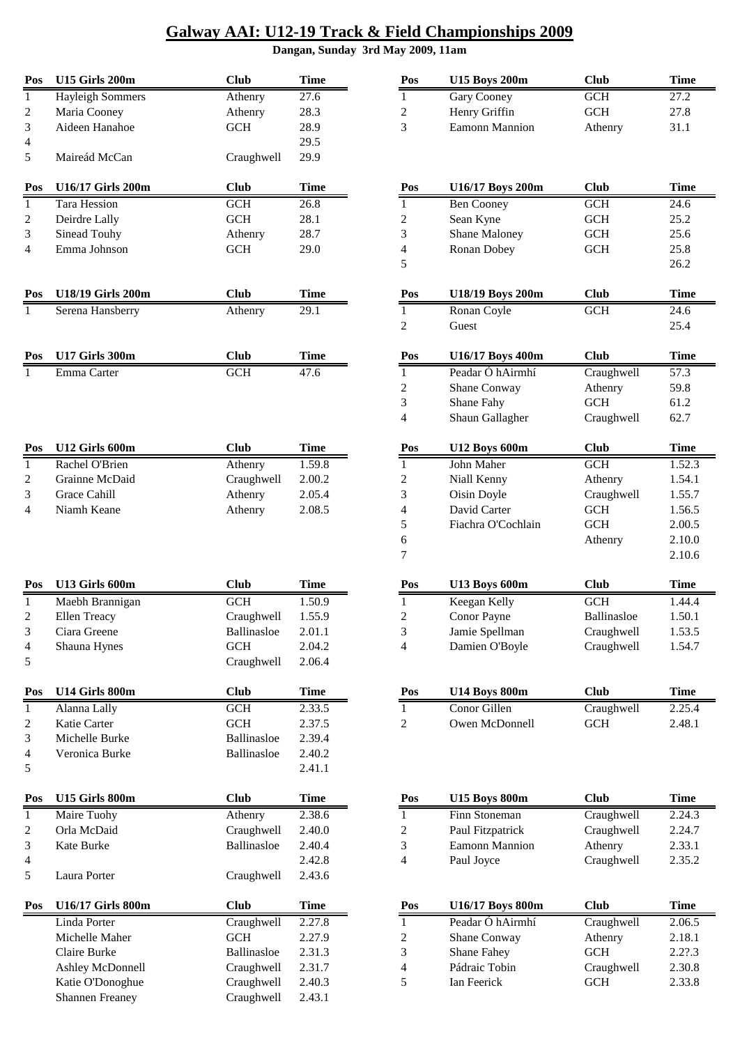# Galway AAI: U12-19 Track & Field Championships 2009

**Dangan, Sunday 3rd May 2009, 11am**

| Pos | U15 Girls 200m | Club | Time |
|---|---|---|---|
| 1 | Hayleigh Sommers | Athenry | 27.6 |
| 2 | Maria Cooney | Athenry | 28.3 |
| 3 | Aideen Hanahoe | GCH | 28.9 |
| 4 | | | 29.5 |
| 5 | Maireád McCan | Craughwell | 29.9 |

| Pos | U15 Boys 200m | Club | Time |
|---|---|---|---|
| 1 | Gary Cooney | GCH | 27.2 |
| 2 | Henry Griffin | GCH | 27.8 |
| 3 | Eamonn Mannion | Athenry | 31.1 |

| Pos | U16/17 Girls 200m | Club | Time |
|---|---|---|---|
| 1 | Tara Hession | GCH | 26.8 |
| 2 | Deirdre Lally | GCH | 28.1 |
| 3 | Sinead Touhy | Athenry | 28.7 |
| 4 | Emma Johnson | GCH | 29.0 |

| Pos | U16/17 Boys 200m | Club | Time |
|---|---|---|---|
| 1 | Ben Cooney | GCH | 24.6 |
| 2 | Sean Kyne | GCH | 25.2 |
| 3 | Shane Maloney | GCH | 25.6 |
| 4 | Ronan Dobey | GCH | 25.8 |
| 5 | | | 26.2 |

| Pos | U18/19 Girls 200m | Club | Time |
|---|---|---|---|
| 1 | Serena Hansberry | Athenry | 29.1 |

| Pos | U18/19 Boys 200m | Club | Time |
|---|---|---|---|
| 1 | Ronan Coyle | GCH | 24.6 |
| 2 | Guest | | 25.4 |

| Pos | U17 Girls 300m | Club | Time |
|---|---|---|---|
| 1 | Emma Carter | GCH | 47.6 |

| Pos | U16/17 Boys 400m | Club | Time |
|---|---|---|---|
| 1 | Peadar Ó hAirmhí | Craughwell | 57.3 |
| 2 | Shane Conway | Athenry | 59.8 |
| 3 | Shane Fahy | GCH | 61.2 |
| 4 | Shaun Gallagher | Craughwell | 62.7 |

| Pos | U12 Girls 600m | Club | Time |
|---|---|---|---|
| 1 | Rachel O'Brien | Athenry | 1.59.8 |
| 2 | Grainne McDaid | Craughwell | 2.00.2 |
| 3 | Grace Cahill | Athenry | 2.05.4 |
| 4 | Niamh Keane | Athenry | 2.08.5 |

| Pos | U12 Boys 600m | Club | Time |
|---|---|---|---|
| 1 | John Maher | GCH | 1.52.3 |
| 2 | Niall Kenny | Athenry | 1.54.1 |
| 3 | Oisin Doyle | Craughwell | 1.55.7 |
| 4 | David Carter | GCH | 1.56.5 |
| 5 | Fiachra O'Cochlain | GCH | 2.00.5 |
| 6 | | Athenry | 2.10.0 |
| 7 | | | 2.10.6 |

| Pos | U13 Girls 600m | Club | Time |
|---|---|---|---|
| 1 | Maebh Brannigan | GCH | 1.50.9 |
| 2 | Ellen Treacy | Craughwell | 1.55.9 |
| 3 | Ciara Greene | Ballinasloe | 2.01.1 |
| 4 | Shauna Hynes | GCH | 2.04.2 |
| 5 | | Craughwell | 2.06.4 |

| Pos | U13 Boys 600m | Club | Time |
|---|---|---|---|
| 1 | Keegan Kelly | GCH | 1.44.4 |
| 2 | Conor Payne | Ballinasloe | 1.50.1 |
| 3 | Jamie Spellman | Craughwell | 1.53.5 |
| 4 | Damien O'Boyle | Craughwell | 1.54.7 |

| Pos | U14 Girls 800m | Club | Time |
|---|---|---|---|
| 1 | Alanna Lally | GCH | 2.33.5 |
| 2 | Katie Carter | GCH | 2.37.5 |
| 3 | Michelle Burke | Ballinasloe | 2.39.4 |
| 4 | Veronica Burke | Ballinasloe | 2.40.2 |
| 5 | | | 2.41.1 |

| Pos | U14 Boys 800m | Club | Time |
|---|---|---|---|
| 1 | Conor Gillen | Craughwell | 2.25.4 |
| 2 | Owen McDonnell | GCH | 2.48.1 |

| Pos | U15 Girls 800m | Club | Time |
|---|---|---|---|
| 1 | Maire Tuohy | Athenry | 2.38.6 |
| 2 | Orla McDaid | Craughwell | 2.40.0 |
| 3 | Kate Burke | Ballinasloe | 2.40.4 |
| 4 | | | 2.42.8 |
| 5 | Laura Porter | Craughwell | 2.43.6 |

| Pos | U15 Boys 800m | Club | Time |
|---|---|---|---|
| 1 | Finn Stoneman | Craughwell | 2.24.3 |
| 2 | Paul Fitzpatrick | Craughwell | 2.24.7 |
| 3 | Eamonn Mannion | Athenry | 2.33.1 |
| 4 | Paul Joyce | Craughwell | 2.35.2 |

| Pos | U16/17 Girls 800m | Club | Time |
|---|---|---|---|
| | Linda Porter | Craughwell | 2.27.8 |
| | Michelle Maher | GCH | 2.27.9 |
| | Claire Burke | Ballinasloe | 2.31.3 |
| | Ashley McDonnell | Craughwell | 2.31.7 |
| | Katie O'Donoghue | Craughwell | 2.40.3 |
| | Shannen Freaney | Craughwell | 2.43.1 |

| Pos | U16/17 Boys 800m | Club | Time |
|---|---|---|---|
| 1 | Peadar Ó hAirmhí | Craughwell | 2.06.5 |
| 2 | Shane Conway | Athenry | 2.18.1 |
| 3 | Shane Fahey | GCH | 2.2?.3 |
| 4 | Pádraic Tobin | Craughwell | 2.30.8 |
| 5 | Ian Feerick | GCH | 2.33.8 |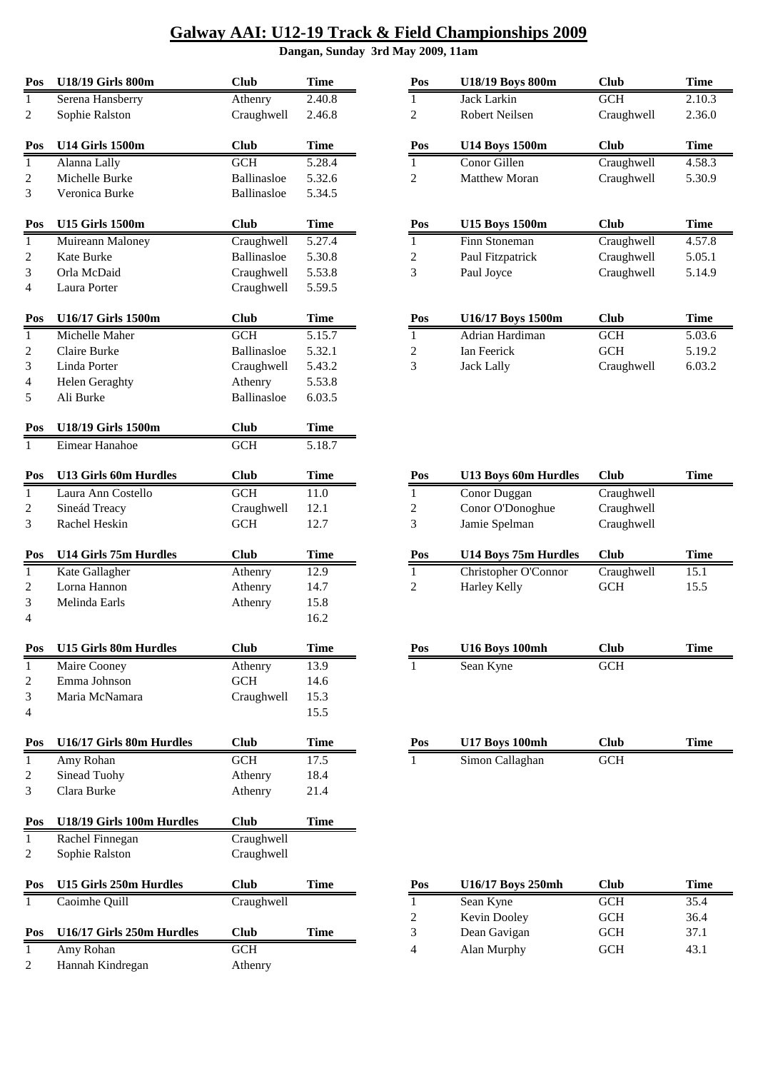# Galway AAI: U12-19 Track & Field Championships 2009

**Dangan, Sunday 3rd May 2009, 11am**

| Pos | U18/19 Girls 800m | Club | Time |
|---|---|---|---|
| 1 | Serena Hansberry | Athenry | 2.40.8 |
| 2 | Sophie Ralston | Craughwell | 2.46.8 |

| Pos | U14 Girls 1500m | Club | Time |
|---|---|---|---|
| 1 | Alanna Lally | GCH | 5.28.4 |
| 2 | Michelle Burke | Ballinasloe | 5.32.6 |
| 3 | Veronica Burke | Ballinasloe | 5.34.5 |

| Pos | U15 Girls 1500m | Club | Time |
|---|---|---|---|
| 1 | Muireann Maloney | Craughwell | 5.27.4 |
| 2 | Kate Burke | Ballinasloe | 5.30.8 |
| 3 | Orla McDaid | Craughwell | 5.53.8 |
| 4 | Laura Porter | Craughwell | 5.59.5 |

| Pos | U16/17 Girls 1500m | Club | Time |
|---|---|---|---|
| 1 | Michelle Maher | GCH | 5.15.7 |
| 2 | Claire Burke | Ballinasloe | 5.32.1 |
| 3 | Linda Porter | Craughwell | 5.43.2 |
| 4 | Helen Geraghty | Athenry | 5.53.8 |
| 5 | Ali Burke | Ballinasloe | 6.03.5 |

| Pos | U18/19 Girls 1500m | Club | Time |
|---|---|---|---|
| 1 | Eimear Hanahoe | GCH | 5.18.7 |

| Pos | U13 Girls 60m Hurdles | Club | Time |
|---|---|---|---|
| 1 | Laura Ann Costello | GCH | 11.0 |
| 2 | Sineád Treacy | Craughwell | 12.1 |
| 3 | Rachel Heskin | GCH | 12.7 |

| Pos | U14 Girls 75m Hurdles | Club | Time |
|---|---|---|---|
| 1 | Kate Gallagher | Athenry | 12.9 |
| 2 | Lorna Hannon | Athenry | 14.7 |
| 3 | Melinda Earls | Athenry | 15.8 |
| 4 | | | 16.2 |

| Pos | U15 Girls 80m Hurdles | Club | Time |
|---|---|---|---|
| 1 | Maire Cooney | Athenry | 13.9 |
| 2 | Emma Johnson | GCH | 14.6 |
| 3 | Maria McNamara | Craughwell | 15.3 |
| 4 | | | 15.5 |

| Pos | U16/17 Girls 80m Hurdles | Club | Time |
|---|---|---|---|
| 1 | Amy Rohan | GCH | 17.5 |
| 2 | Sinead Tuohy | Athenry | 18.4 |
| 3 | Clara Burke | Athenry | 21.4 |

| Pos | U18/19 Girls 100m Hurdles | Club | Time |
|---|---|---|---|
| 1 | Rachel Finnegan | Craughwell | |
| 2 | Sophie Ralston | Craughwell | |

| Pos | U15 Girls 250m Hurdles | Club | Time |
|---|---|---|---|
| 1 | Caoimhe Quill | Craughwell | |

| Pos | U16/17 Girls 250m Hurdles | Club | Time |
|---|---|---|---|
| 1 | Amy Rohan | GCH | |
| 2 | Hannah Kindregan | Athenry | |

| Pos | U18/19 Boys 800m | Club | Time |
|---|---|---|---|
| 1 | Jack Larkin | GCH | 2.10.3 |
| 2 | Robert Neilsen | Craughwell | 2.36.0 |

| Pos | U14 Boys 1500m | Club | Time |
|---|---|---|---|
| 1 | Conor Gillen | Craughwell | 4.58.3 |
| 2 | Matthew Moran | Craughwell | 5.30.9 |

| Pos | U15 Boys 1500m | Club | Time |
|---|---|---|---|
| 1 | Finn Stoneman | Craughwell | 4.57.8 |
| 2 | Paul Fitzpatrick | Craughwell | 5.05.1 |
| 3 | Paul Joyce | Craughwell | 5.14.9 |

| Pos | U16/17 Boys 1500m | Club | Time |
|---|---|---|---|
| 1 | Adrian Hardiman | GCH | 5.03.6 |
| 2 | Ian Feerick | GCH | 5.19.2 |
| 3 | Jack Lally | Craughwell | 6.03.2 |

| Pos | U13 Boys 60m Hurdles | Club | Time |
|---|---|---|---|
| 1 | Conor Duggan | Craughwell | |
| 2 | Conor O'Donoghue | Craughwell | |
| 3 | Jamie Spelman | Craughwell | |

| Pos | U14 Boys 75m Hurdles | Club | Time |
|---|---|---|---|
| 1 | Christopher O'Connor | Craughwell | 15.1 |
| 2 | Harley Kelly | GCH | 15.5 |

| Pos | U16 Boys 100mh | Club | Time |
|---|---|---|---|
| 1 | Sean Kyne | GCH | |

| Pos | U17 Boys 100mh | Club | Time |
|---|---|---|---|
| 1 | Simon Callaghan | GCH | |

| Pos | U16/17 Boys 250mh | Club | Time |
|---|---|---|---|
| 1 | Sean Kyne | GCH | 35.4 |
| 2 | Kevin Dooley | GCH | 36.4 |
| 3 | Dean Gavigan | GCH | 37.1 |
| 4 | Alan Murphy | GCH | 43.1 |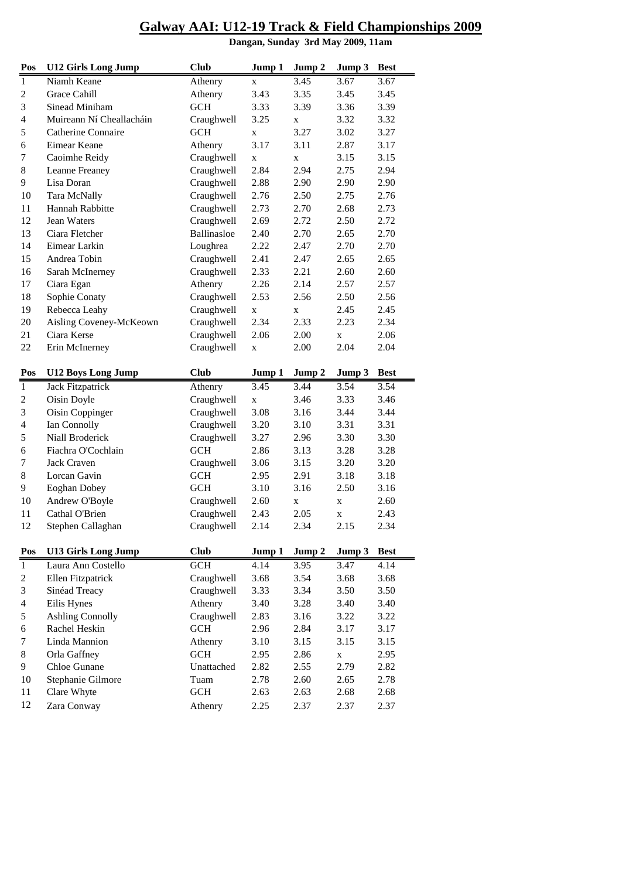# Galway AAI: U12-19 Track & Field Championships 2009

**Dangan, Sunday 3rd May 2009, 11am**

| Pos | U12 Girls Long Jump | Club | Jump 1 | Jump 2 | Jump 3 | Best |
|---|---|---|---|---|---|---|
| 1 | Niamh Keane | Athenry | x | 3.45 | 3.67 | 3.67 |
| 2 | Grace Cahill | Athenry | 3.43 | 3.35 | 3.45 | 3.45 |
| 3 | Sinead Miniham | GCH | 3.33 | 3.39 | 3.36 | 3.39 |
| 4 | Muireann Ní Cheallacháin | Craughwell | 3.25 | x | 3.32 | 3.32 |
| 5 | Catherine Connaire | GCH | x | 3.27 | 3.02 | 3.27 |
| 6 | Eimear Keane | Athenry | 3.17 | 3.11 | 2.87 | 3.17 |
| 7 | Caoimhe Reidy | Craughwell | x | x | 3.15 | 3.15 |
| 8 | Leanne Freaney | Craughwell | 2.84 | 2.94 | 2.75 | 2.94 |
| 9 | Lisa Doran | Craughwell | 2.88 | 2.90 | 2.90 | 2.90 |
| 10 | Tara McNally | Craughwell | 2.76 | 2.50 | 2.75 | 2.76 |
| 11 | Hannah Rabbitte | Craughwell | 2.73 | 2.70 | 2.68 | 2.73 |
| 12 | Jean Waters | Craughwell | 2.69 | 2.72 | 2.50 | 2.72 |
| 13 | Ciara Fletcher | Ballinasloe | 2.40 | 2.70 | 2.65 | 2.70 |
| 14 | Eimear Larkin | Loughrea | 2.22 | 2.47 | 2.70 | 2.70 |
| 15 | Andrea Tobin | Craughwell | 2.41 | 2.47 | 2.65 | 2.65 |
| 16 | Sarah McInerney | Craughwell | 2.33 | 2.21 | 2.60 | 2.60 |
| 17 | Ciara Egan | Athenry | 2.26 | 2.14 | 2.57 | 2.57 |
| 18 | Sophie Conaty | Craughwell | 2.53 | 2.56 | 2.50 | 2.56 |
| 19 | Rebecca Leahy | Craughwell | x | x | 2.45 | 2.45 |
| 20 | Aisling Coveney-McKeown | Craughwell | 2.34 | 2.33 | 2.23 | 2.34 |
| 21 | Ciara Kerse | Craughwell | 2.06 | 2.00 | x | 2.06 |
| 22 | Erin McInerney | Craughwell | x | 2.00 | 2.04 | 2.04 |

| Pos | U12 Boys Long Jump | Club | Jump 1 | Jump 2 | Jump 3 | Best |
|---|---|---|---|---|---|---|
| 1 | Jack Fitzpatrick | Athenry | 3.45 | 3.44 | 3.54 | 3.54 |
| 2 | Oisin Doyle | Craughwell | x | 3.46 | 3.33 | 3.46 |
| 3 | Oisin Coppinger | Craughwell | 3.08 | 3.16 | 3.44 | 3.44 |
| 4 | Ian Connolly | Craughwell | 3.20 | 3.10 | 3.31 | 3.31 |
| 5 | Niall Broderick | Craughwell | 3.27 | 2.96 | 3.30 | 3.30 |
| 6 | Fiachra O'Cochlain | GCH | 2.86 | 3.13 | 3.28 | 3.28 |
| 7 | Jack Craven | Craughwell | 3.06 | 3.15 | 3.20 | 3.20 |
| 8 | Lorcan Gavin | GCH | 2.95 | 2.91 | 3.18 | 3.18 |
| 9 | Eoghan Dobey | GCH | 3.10 | 3.16 | 2.50 | 3.16 |
| 10 | Andrew O'Boyle | Craughwell | 2.60 | x | x | 2.60 |
| 11 | Cathal O'Brien | Craughwell | 2.43 | 2.05 | x | 2.43 |
| 12 | Stephen Callaghan | Craughwell | 2.14 | 2.34 | 2.15 | 2.34 |

| Pos | U13 Girls Long Jump | Club | Jump 1 | Jump 2 | Jump 3 | Best |
|---|---|---|---|---|---|---|
| 1 | Laura Ann Costello | GCH | 4.14 | 3.95 | 3.47 | 4.14 |
| 2 | Ellen Fitzpatrick | Craughwell | 3.68 | 3.54 | 3.68 | 3.68 |
| 3 | Sinéad Treacy | Craughwell | 3.33 | 3.34 | 3.50 | 3.50 |
| 4 | Eilis Hynes | Athenry | 3.40 | 3.28 | 3.40 | 3.40 |
| 5 | Ashling Connolly | Craughwell | 2.83 | 3.16 | 3.22 | 3.22 |
| 6 | Rachel Heskin | GCH | 2.96 | 2.84 | 3.17 | 3.17 |
| 7 | Linda Mannion | Athenry | 3.10 | 3.15 | 3.15 | 3.15 |
| 8 | Orla Gaffney | GCH | 2.95 | 2.86 | x | 2.95 |
| 9 | Chloe Gunane | Unattached | 2.82 | 2.55 | 2.79 | 2.82 |
| 10 | Stephanie Gilmore | Tuam | 2.78 | 2.60 | 2.65 | 2.78 |
| 11 | Clare Whyte | GCH | 2.63 | 2.63 | 2.68 | 2.68 |
| 12 | Zara Conway | Athenry | 2.25 | 2.37 | 2.37 | 2.37 |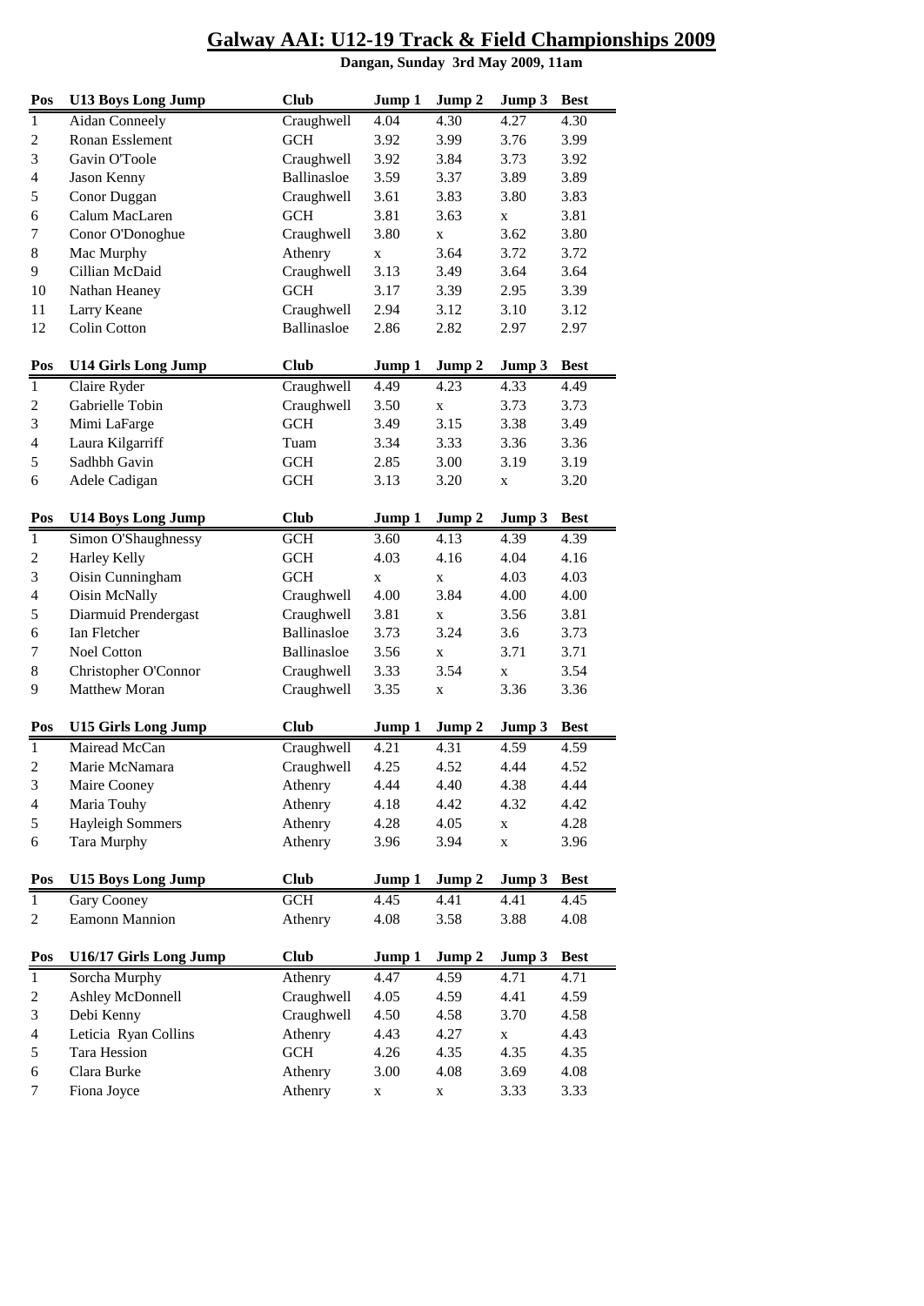# Galway AAI: U12-19 Track & Field Championships 2009

**Dangan, Sunday 3rd May 2009, 11am**

| Pos | U13 Boys Long Jump | Club | Jump 1 | Jump 2 | Jump 3 | Best |
|---|---|---|---|---|---|---|
| 1 | Aidan Conneely | Craughwell | 4.04 | 4.30 | 4.27 | 4.30 |
| 2 | Ronan Esslement | GCH | 3.92 | 3.99 | 3.76 | 3.99 |
| 3 | Gavin O'Toole | Craughwell | 3.92 | 3.84 | 3.73 | 3.92 |
| 4 | Jason Kenny | Ballinasloe | 3.59 | 3.37 | 3.89 | 3.89 |
| 5 | Conor Duggan | Craughwell | 3.61 | 3.83 | 3.80 | 3.83 |
| 6 | Calum MacLaren | GCH | 3.81 | 3.63 | x | 3.81 |
| 7 | Conor O'Donoghue | Craughwell | 3.80 | x | 3.62 | 3.80 |
| 8 | Mac Murphy | Athenry | x | 3.64 | 3.72 | 3.72 |
| 9 | Cillian McDaid | Craughwell | 3.13 | 3.49 | 3.64 | 3.64 |
| 10 | Nathan Heaney | GCH | 3.17 | 3.39 | 2.95 | 3.39 |
| 11 | Larry Keane | Craughwell | 2.94 | 3.12 | 3.10 | 3.12 |
| 12 | Colin Cotton | Ballinasloe | 2.86 | 2.82 | 2.97 | 2.97 |

| Pos | U14 Girls Long Jump | Club | Jump 1 | Jump 2 | Jump 3 | Best |
|---|---|---|---|---|---|---|
| 1 | Claire Ryder | Craughwell | 4.49 | 4.23 | 4.33 | 4.49 |
| 2 | Gabrielle Tobin | Craughwell | 3.50 | x | 3.73 | 3.73 |
| 3 | Mimi LaFarge | GCH | 3.49 | 3.15 | 3.38 | 3.49 |
| 4 | Laura Kilgarriff | Tuam | 3.34 | 3.33 | 3.36 | 3.36 |
| 5 | Sadhbh Gavin | GCH | 2.85 | 3.00 | 3.19 | 3.19 |
| 6 | Adele Cadigan | GCH | 3.13 | 3.20 | x | 3.20 |

| Pos | U14 Boys Long Jump | Club | Jump 1 | Jump 2 | Jump 3 | Best |
|---|---|---|---|---|---|---|
| 1 | Simon O'Shaughnessy | GCH | 3.60 | 4.13 | 4.39 | 4.39 |
| 2 | Harley Kelly | GCH | 4.03 | 4.16 | 4.04 | 4.16 |
| 3 | Oisin Cunningham | GCH | x | x | 4.03 | 4.03 |
| 4 | Oisin McNally | Craughwell | 4.00 | 3.84 | 4.00 | 4.00 |
| 5 | Diarmuid Prendergast | Craughwell | 3.81 | x | 3.56 | 3.81 |
| 6 | Ian Fletcher | Ballinasloe | 3.73 | 3.24 | 3.6 | 3.73 |
| 7 | Noel Cotton | Ballinasloe | 3.56 | x | 3.71 | 3.71 |
| 8 | Christopher O'Connor | Craughwell | 3.33 | 3.54 | x | 3.54 |
| 9 | Matthew Moran | Craughwell | 3.35 | x | 3.36 | 3.36 |

| Pos | U15 Girls Long Jump | Club | Jump 1 | Jump 2 | Jump 3 | Best |
|---|---|---|---|---|---|---|
| 1 | Mairead McCan | Craughwell | 4.21 | 4.31 | 4.59 | 4.59 |
| 2 | Marie McNamara | Craughwell | 4.25 | 4.52 | 4.44 | 4.52 |
| 3 | Maire Cooney | Athenry | 4.44 | 4.40 | 4.38 | 4.44 |
| 4 | Maria Touhy | Athenry | 4.18 | 4.42 | 4.32 | 4.42 |
| 5 | Hayleigh Sommers | Athenry | 4.28 | 4.05 | x | 4.28 |
| 6 | Tara Murphy | Athenry | 3.96 | 3.94 | x | 3.96 |

| Pos | U15 Boys Long Jump | Club | Jump 1 | Jump 2 | Jump 3 | Best |
|---|---|---|---|---|---|---|
| 1 | Gary Cooney | GCH | 4.45 | 4.41 | 4.41 | 4.45 |
| 2 | Eamonn Mannion | Athenry | 4.08 | 3.58 | 3.88 | 4.08 |

| Pos | U16/17 Girls Long Jump | Club | Jump 1 | Jump 2 | Jump 3 | Best |
|---|---|---|---|---|---|---|
| 1 | Sorcha Murphy | Athenry | 4.47 | 4.59 | 4.71 | 4.71 |
| 2 | Ashley McDonnell | Craughwell | 4.05 | 4.59 | 4.41 | 4.59 |
| 3 | Debi Kenny | Craughwell | 4.50 | 4.58 | 3.70 | 4.58 |
| 4 | Leticia Ryan Collins | Athenry | 4.43 | 4.27 | x | 4.43 |
| 5 | Tara Hession | GCH | 4.26 | 4.35 | 4.35 | 4.35 |
| 6 | Clara Burke | Athenry | 3.00 | 4.08 | 3.69 | 4.08 |
| 7 | Fiona Joyce | Athenry | x | x | 3.33 | 3.33 |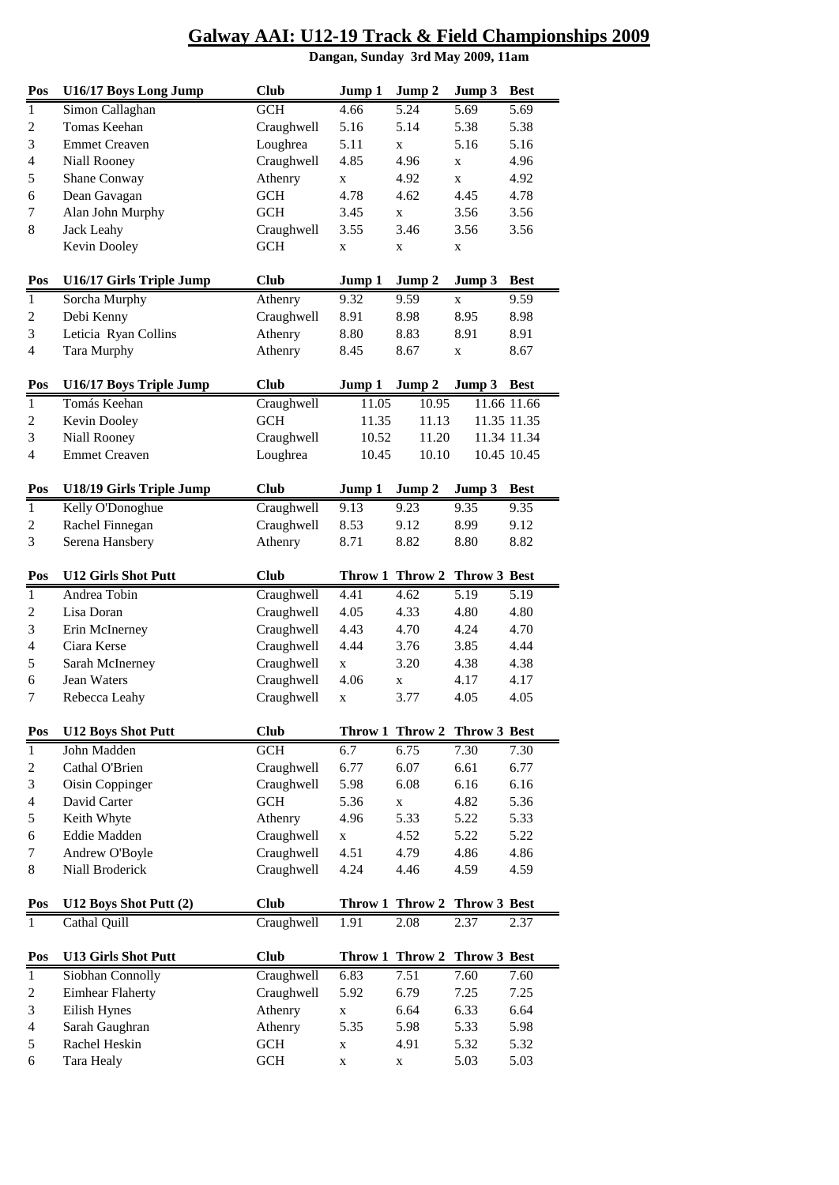# Galway AAI: U12-19 Track & Field Championships 2009

**Dangan, Sunday 3rd May 2009, 11am**

| Pos | U16/17 Boys Long Jump | Club | Jump 1 | Jump 2 | Jump 3 | Best |
|---|---|---|---|---|---|---|
| 1 | Simon Callaghan | GCH | 4.66 | 5.24 | 5.69 | 5.69 |
| 2 | Tomas Keehan | Craughwell | 5.16 | 5.14 | 5.38 | 5.38 |
| 3 | Emmet Creaven | Loughrea | 5.11 | x | 5.16 | 5.16 |
| 4 | Niall Rooney | Craughwell | 4.85 | 4.96 | x | 4.96 |
| 5 | Shane Conway | Athenry | x | 4.92 | x | 4.92 |
| 6 | Dean Gavagan | GCH | 4.78 | 4.62 | 4.45 | 4.78 |
| 7 | Alan John Murphy | GCH | 3.45 | x | 3.56 | 3.56 |
| 8 | Jack Leahy | Craughwell | 3.55 | 3.46 | 3.56 | 3.56 |
| | Kevin Dooley | GCH | x | x | x | |

| Pos | U16/17 Girls Triple Jump | Club | Jump 1 | Jump 2 | Jump 3 | Best |
|---|---|---|---|---|---|---|
| 1 | Sorcha Murphy | Athenry | 9.32 | 9.59 | x | 9.59 |
| 2 | Debi Kenny | Craughwell | 8.91 | 8.98 | 8.95 | 8.98 |
| 3 | Leticia Ryan Collins | Athenry | 8.80 | 8.83 | 8.91 | 8.91 |
| 4 | Tara Murphy | Athenry | 8.45 | 8.67 | x | 8.67 |

| Pos | U16/17 Boys Triple Jump | Club | Jump 1 | Jump 2 | Jump 3 | Best |
|---|---|---|---|---|---|---|
| 1 | Tomás Keehan | Craughwell | 11.05 | 10.95 | 11.66 | 11.66 |
| 2 | Kevin Dooley | GCH | 11.35 | 11.13 | 11.35 | 11.35 |
| 3 | Niall Rooney | Craughwell | 10.52 | 11.20 | 11.34 | 11.34 |
| 4 | Emmet Creaven | Loughrea | 10.45 | 10.10 | 10.45 | 10.45 |

| Pos | U18/19 Girls Triple Jump | Club | Jump 1 | Jump 2 | Jump 3 | Best |
|---|---|---|---|---|---|---|
| 1 | Kelly O'Donoghue | Craughwell | 9.13 | 9.23 | 9.35 | 9.35 |
| 2 | Rachel Finnegan | Craughwell | 8.53 | 9.12 | 8.99 | 9.12 |
| 3 | Serena Hansbery | Athenry | 8.71 | 8.82 | 8.80 | 8.82 |

| Pos | U12 Girls Shot Putt | Club | Throw 1 | Throw 2 | Throw 3 | Best |
|---|---|---|---|---|---|---|
| 1 | Andrea Tobin | Craughwell | 4.41 | 4.62 | 5.19 | 5.19 |
| 2 | Lisa Doran | Craughwell | 4.05 | 4.33 | 4.80 | 4.80 |
| 3 | Erin McInerney | Craughwell | 4.43 | 4.70 | 4.24 | 4.70 |
| 4 | Ciara Kerse | Craughwell | 4.44 | 3.76 | 3.85 | 4.44 |
| 5 | Sarah McInerney | Craughwell | x | 3.20 | 4.38 | 4.38 |
| 6 | Jean Waters | Craughwell | 4.06 | x | 4.17 | 4.17 |
| 7 | Rebecca Leahy | Craughwell | x | 3.77 | 4.05 | 4.05 |

| Pos | U12 Boys Shot Putt | Club | Throw 1 | Throw 2 | Throw 3 | Best |
|---|---|---|---|---|---|---|
| 1 | John Madden | GCH | 6.7 | 6.75 | 7.30 | 7.30 |
| 2 | Cathal O'Brien | Craughwell | 6.77 | 6.07 | 6.61 | 6.77 |
| 3 | Oisin Coppinger | Craughwell | 5.98 | 6.08 | 6.16 | 6.16 |
| 4 | David Carter | GCH | 5.36 | x | 4.82 | 5.36 |
| 5 | Keith Whyte | Athenry | 4.96 | 5.33 | 5.22 | 5.33 |
| 6 | Eddie Madden | Craughwell | x | 4.52 | 5.22 | 5.22 |
| 7 | Andrew O'Boyle | Craughwell | 4.51 | 4.79 | 4.86 | 4.86 |
| 8 | Niall Broderick | Craughwell | 4.24 | 4.46 | 4.59 | 4.59 |

| Pos | U12 Boys Shot Putt (2) | Club | Throw 1 | Throw 2 | Throw 3 | Best |
|---|---|---|---|---|---|---|
| 1 | Cathal Quill | Craughwell | 1.91 | 2.08 | 2.37 | 2.37 |

| Pos | U13 Girls Shot Putt | Club | Throw 1 | Throw 2 | Throw 3 | Best |
|---|---|---|---|---|---|---|
| 1 | Siobhan Connolly | Craughwell | 6.83 | 7.51 | 7.60 | 7.60 |
| 2 | Eimhear Flaherty | Craughwell | 5.92 | 6.79 | 7.25 | 7.25 |
| 3 | Eilish Hynes | Athenry | x | 6.64 | 6.33 | 6.64 |
| 4 | Sarah Gaughran | Athenry | 5.35 | 5.98 | 5.33 | 5.98 |
| 5 | Rachel Heskin | GCH | x | 4.91 | 5.32 | 5.32 |
| 6 | Tara Healy | GCH | x | x | 5.03 | 5.03 |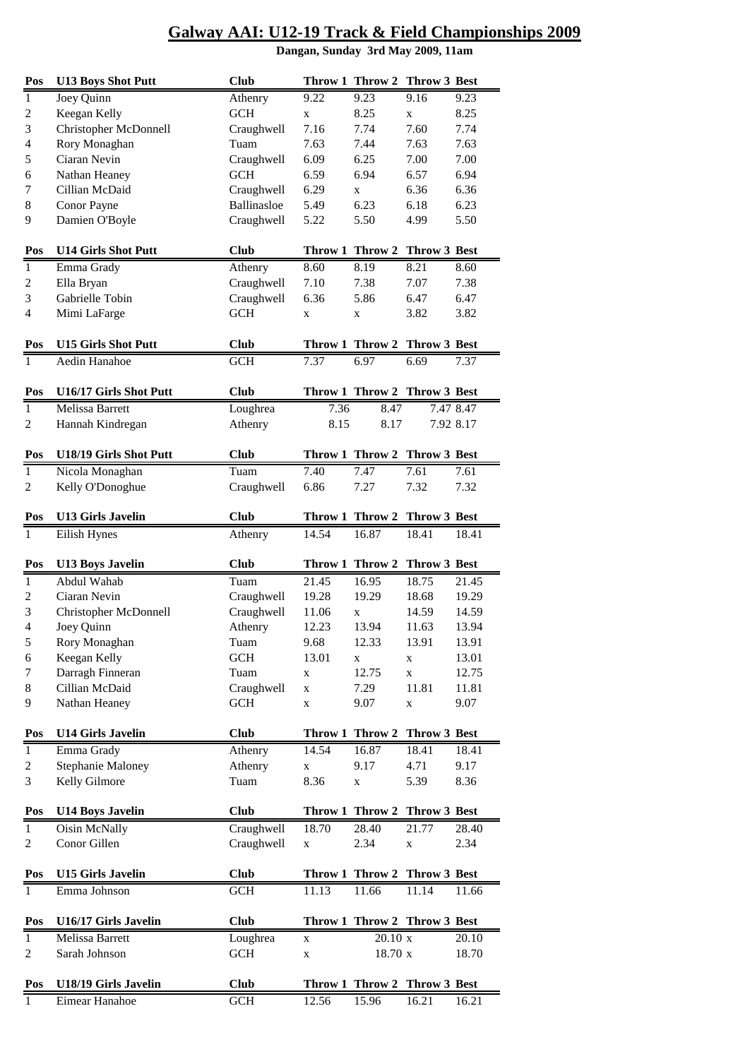# Galway AAI: U12-19 Track & Field Championships 2009

**Dangan, Sunday 3rd May 2009, 11am**

| Pos | U13 Boys Shot Putt | Club | Throw 1 | Throw 2 | Throw 3 | Best |
|---|---|---|---|---|---|---|
| 1 | Joey Quinn | Athenry | 9.22 | 9.23 | 9.16 | 9.23 |
| 2 | Keegan Kelly | GCH | x | 8.25 | x | 8.25 |
| 3 | Christopher McDonnell | Craughwell | 7.16 | 7.74 | 7.60 | 7.74 |
| 4 | Rory Monaghan | Tuam | 7.63 | 7.44 | 7.63 | 7.63 |
| 5 | Ciaran Nevin | Craughwell | 6.09 | 6.25 | 7.00 | 7.00 |
| 6 | Nathan Heaney | GCH | 6.59 | 6.94 | 6.57 | 6.94 |
| 7 | Cillian McDaid | Craughwell | 6.29 | x | 6.36 | 6.36 |
| 8 | Conor Payne | Ballinasloe | 5.49 | 6.23 | 6.18 | 6.23 |
| 9 | Damien O'Boyle | Craughwell | 5.22 | 5.50 | 4.99 | 5.50 |

| Pos | U14 Girls Shot Putt | Club | Throw 1 | Throw 2 | Throw 3 | Best |
|---|---|---|---|---|---|---|
| 1 | Emma Grady | Athenry | 8.60 | 8.19 | 8.21 | 8.60 |
| 2 | Ella Bryan | Craughwell | 7.10 | 7.38 | 7.07 | 7.38 |
| 3 | Gabrielle Tobin | Craughwell | 6.36 | 5.86 | 6.47 | 6.47 |
| 4 | Mimi LaFarge | GCH | x | x | 3.82 | 3.82 |

| Pos | U15 Girls Shot Putt | Club | Throw 1 | Throw 2 | Throw 3 | Best |
|---|---|---|---|---|---|---|
| 1 | Aedin Hanahoe | GCH | 7.37 | 6.97 | 6.69 | 7.37 |

| Pos | U16/17 Girls Shot Putt | Club | Throw 1 | Throw 2 | Throw 3 | Best |
|---|---|---|---|---|---|---|
| 1 | Melissa Barrett | Loughrea | 7.36 | 8.47 | 7.47 | 8.47 |
| 2 | Hannah Kindregan | Athenry | 8.15 | 8.17 | 7.92 | 8.17 |

| Pos | U18/19 Girls Shot Putt | Club | Throw 1 | Throw 2 | Throw 3 | Best |
|---|---|---|---|---|---|---|
| 1 | Nicola Monaghan | Tuam | 7.40 | 7.47 | 7.61 | 7.61 |
| 2 | Kelly O'Donoghue | Craughwell | 6.86 | 7.27 | 7.32 | 7.32 |

| Pos | U13 Girls Javelin | Club | Throw 1 | Throw 2 | Throw 3 | Best |
|---|---|---|---|---|---|---|
| 1 | Eilish Hynes | Athenry | 14.54 | 16.87 | 18.41 | 18.41 |

| Pos | U13 Boys Javelin | Club | Throw 1 | Throw 2 | Throw 3 | Best |
|---|---|---|---|---|---|---|
| 1 | Abdul Wahab | Tuam | 21.45 | 16.95 | 18.75 | 21.45 |
| 2 | Ciaran Nevin | Craughwell | 19.28 | 19.29 | 18.68 | 19.29 |
| 3 | Christopher McDonnell | Craughwell | 11.06 | x | 14.59 | 14.59 |
| 4 | Joey Quinn | Athenry | 12.23 | 13.94 | 11.63 | 13.94 |
| 5 | Rory Monaghan | Tuam | 9.68 | 12.33 | 13.91 | 13.91 |
| 6 | Keegan Kelly | GCH | 13.01 | x | x | 13.01 |
| 7 | Darragh Finneran | Tuam | x | 12.75 | x | 12.75 |
| 8 | Cillian McDaid | Craughwell | x | 7.29 | 11.81 | 11.81 |
| 9 | Nathan Heaney | GCH | x | 9.07 | x | 9.07 |

| Pos | U14 Girls Javelin | Club | Throw 1 | Throw 2 | Throw 3 | Best |
|---|---|---|---|---|---|---|
| 1 | Emma Grady | Athenry | 14.54 | 16.87 | 18.41 | 18.41 |
| 2 | Stephanie Maloney | Athenry | x | 9.17 | 4.71 | 9.17 |
| 3 | Kelly Gilmore | Tuam | 8.36 | x | 5.39 | 8.36 |

| Pos | U14 Boys Javelin | Club | Throw 1 | Throw 2 | Throw 3 | Best |
|---|---|---|---|---|---|---|
| 1 | Oisin McNally | Craughwell | 18.70 | 28.40 | 21.77 | 28.40 |
| 2 | Conor Gillen | Craughwell | x | 2.34 | x | 2.34 |

| Pos | U15 Girls Javelin | Club | Throw 1 | Throw 2 | Throw 3 | Best |
|---|---|---|---|---|---|---|
| 1 | Emma Johnson | GCH | 11.13 | 11.66 | 11.14 | 11.66 |

| Pos | U16/17 Girls Javelin | Club | Throw 1 | Throw 2 | Throw 3 | Best |
|---|---|---|---|---|---|---|
| 1 | Melissa Barrett | Loughrea | x | 20.10 | x | 20.10 |
| 2 | Sarah Johnson | GCH | x | 18.70 | x | 18.70 |

| Pos | U18/19 Girls Javelin | Club | Throw 1 | Throw 2 | Throw 3 | Best |
|---|---|---|---|---|---|---|
| 1 | Eimear Hanahoe | GCH | 12.56 | 15.96 | 16.21 | 16.21 |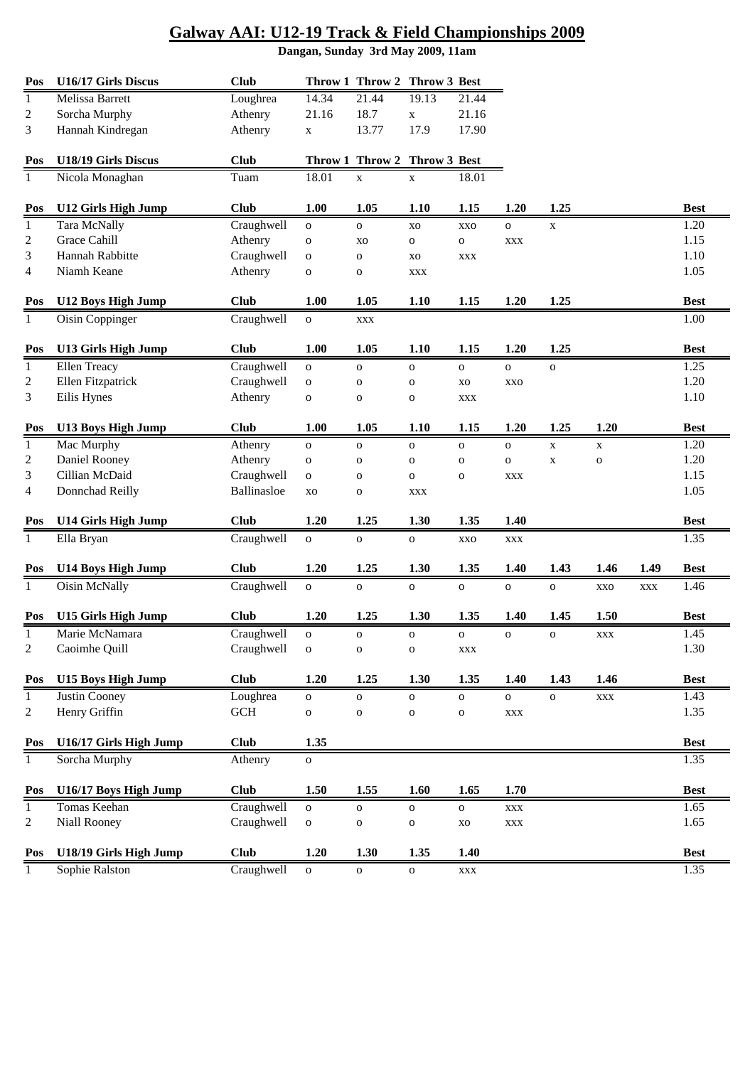# Galway AAI: U12-19 Track & Field Championships 2009

**Dangan, Sunday 3rd May 2009, 11am**

| Pos | U16/17 Girls Discus | Club | Throw 1 | Throw 2 | Throw 3 | Best |
|---|---|---|---|---|---|---|
| 1 | Melissa Barrett | Loughrea | 14.34 | 21.44 | 19.13 | 21.44 |
| 2 | Sorcha Murphy | Athenry | 21.16 | 18.7 | x | 21.16 |
| 3 | Hannah Kindregan | Athenry | x | 13.77 | 17.9 | 17.90 |

| Pos | U18/19 Girls Discus | Club | Throw 1 | Throw 2 | Throw 3 | Best |
|---|---|---|---|---|---|---|
| 1 | Nicola Monaghan | Tuam | 18.01 | x | x | 18.01 |

| Pos | U12 Girls High Jump | Club | 1.00 | 1.05 | 1.10 | 1.15 | 1.20 | 1.25 | Best |
|---|---|---|---|---|---|---|---|---|---|
| 1 | Tara McNally | Craughwell | o | o | xo | xxo | o | x | 1.20 |
| 2 | Grace Cahill | Athenry | o | xo | o | o | xxx | | 1.15 |
| 3 | Hannah Rabbitte | Craughwell | o | o | xo | xxx | | | 1.10 |
| 4 | Niamh Keane | Athenry | o | o | xxx | | | | 1.05 |

| Pos | U12 Boys High Jump | Club | 1.00 | 1.05 | 1.10 | 1.15 | 1.20 | 1.25 | Best |
|---|---|---|---|---|---|---|---|---|---|
| 1 | Oisin Coppinger | Craughwell | o | xxx | | | | | 1.00 |

| Pos | U13 Girls High Jump | Club | 1.00 | 1.05 | 1.10 | 1.15 | 1.20 | 1.25 | Best |
|---|---|---|---|---|---|---|---|---|---|
| 1 | Ellen Treacy | Craughwell | o | o | o | o | o | o | 1.25 |
| 2 | Ellen Fitzpatrick | Craughwell | o | o | o | xo | xxo | | 1.20 |
| 3 | Eilis Hynes | Athenry | o | o | o | xxx | | | 1.10 |

| Pos | U13 Boys High Jump | Club | 1.00 | 1.05 | 1.10 | 1.15 | 1.20 | 1.25 | 1.20 | Best |
|---|---|---|---|---|---|---|---|---|---|---|
| 1 | Mac Murphy | Athenry | o | o | o | o | o | x | x | 1.20 |
| 2 | Daniel Rooney | Athenry | o | o | o | o | o | x | o | 1.20 |
| 3 | Cillian McDaid | Craughwell | o | o | o | o | xxx | | | 1.15 |
| 4 | Donnchad Reilly | Ballinasloe | xo | o | xxx | | | | | 1.05 |

| Pos | U14 Girls High Jump | Club | 1.20 | 1.25 | 1.30 | 1.35 | 1.40 | Best |
|---|---|---|---|---|---|---|---|---|
| 1 | Ella Bryan | Craughwell | o | o | o | xxo | xxx | 1.35 |

| Pos | U14 Boys High Jump | Club | 1.20 | 1.25 | 1.30 | 1.35 | 1.40 | 1.43 | 1.46 | 1.49 | Best |
|---|---|---|---|---|---|---|---|---|---|---|---|
| 1 | Oisin McNally | Craughwell | o | o | o | o | o | o | xxo | xxx | 1.46 |

| Pos | U15 Girls High Jump | Club | 1.20 | 1.25 | 1.30 | 1.35 | 1.40 | 1.45 | 1.50 | Best |
|---|---|---|---|---|---|---|---|---|---|---|
| 1 | Marie McNamara | Craughwell | o | o | o | o | o | o | xxx | 1.45 |
| 2 | Caoimhe Quill | Craughwell | o | o | o | xxx | | | | 1.30 |

| Pos | U15 Boys High Jump | Club | 1.20 | 1.25 | 1.30 | 1.35 | 1.40 | 1.43 | 1.46 | Best |
|---|---|---|---|---|---|---|---|---|---|---|
| 1 | Justin Cooney | Loughrea | o | o | o | o | o | o | xxx | 1.43 |
| 2 | Henry Griffin | GCH | o | o | o | o | xxx | | | 1.35 |

| Pos | U16/17 Girls High Jump | Club | 1.35 | Best |
|---|---|---|---|---|
| 1 | Sorcha Murphy | Athenry | o | 1.35 |

| Pos | U16/17 Boys High Jump | Club | 1.50 | 1.55 | 1.60 | 1.65 | 1.70 | Best |
|---|---|---|---|---|---|---|---|---|
| 1 | Tomas Keehan | Craughwell | o | o | o | o | xxx | 1.65 |
| 2 | Niall Rooney | Craughwell | o | o | o | xo | xxx | 1.65 |

| Pos | U18/19 Girls High Jump | Club | 1.20 | 1.30 | 1.35 | 1.40 | Best |
|---|---|---|---|---|---|---|---|
| 1 | Sophie Ralston | Craughwell | o | o | o | xxx | 1.35 |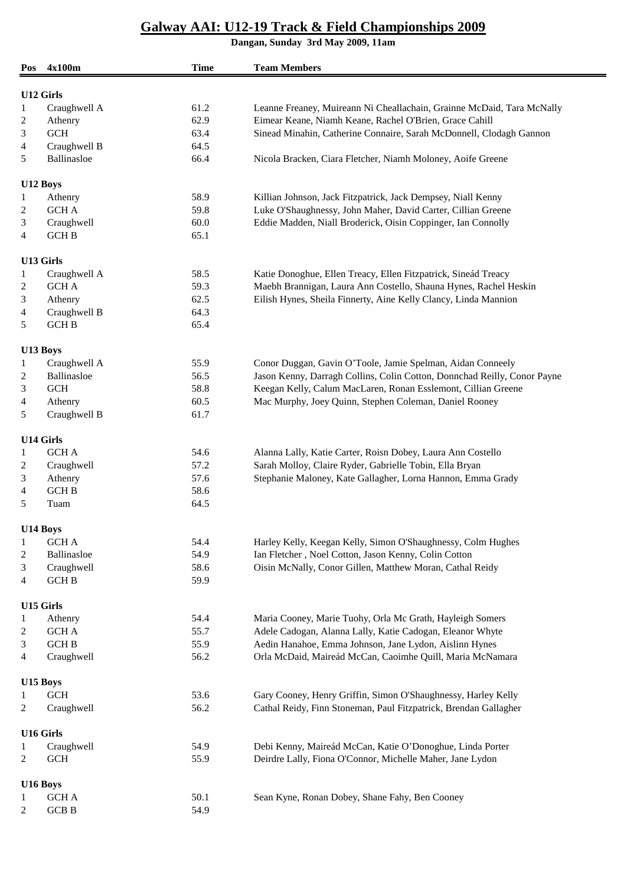# Galway AAI: U12-19 Track & Field Championships 2009

**Dangan, Sunday 3rd May 2009, 11am**

| Pos | 4x100m | Time | Team Members |
|---|---|---|---|
| **U12 Girls** | | | |
| 1 | Craughwell A | 61.2 | Leanne Freaney, Muireann Ni Cheallachain, Grainne McDaid, Tara McNally |
| 2 | Athenry | 62.9 | Eimear Keane, Niamh Keane, Rachel O'Brien, Grace Cahill |
| 3 | GCH | 63.4 | Sinead Minahin, Catherine Connaire, Sarah McDonnell, Clodagh Gannon |
| 4 | Craughwell B | 64.5 | |
| 5 | Ballinasloe | 66.4 | Nicola Bracken, Ciara Fletcher, Niamh Moloney, Aoife Greene |
| **U12 Boys** | | | |
| 1 | Athenry | 58.9 | Killian Johnson, Jack Fitzpatrick, Jack Dempsey, Niall Kenny |
| 2 | GCH A | 59.8 | Luke O'Shaughnessy, John Maher, David Carter, Cillian Greene |
| 3 | Craughwell | 60.0 | Eddie Madden, Niall Broderick, Oisin Coppinger, Ian Connolly |
| 4 | GCH B | 65.1 | |
| **U13 Girls** | | | |
| 1 | Craughwell A | 58.5 | Katie Donoghue, Ellen Treacy, Ellen Fitzpatrick, Sineád Treacy |
| 2 | GCH A | 59.3 | Maebh Brannigan, Laura Ann Costello, Shauna Hynes, Rachel Heskin |
| 3 | Athenry | 62.5 | Eilish Hynes, Sheila Finnerty, Aine Kelly Clancy, Linda Mannion |
| 4 | Craughwell B | 64.3 | |
| 5 | GCH B | 65.4 | |
| **U13 Boys** | | | |
| 1 | Craughwell A | 55.9 | Conor Duggan, Gavin O'Toole, Jamie Spelman, Aidan Conneely |
| 2 | Ballinasloe | 56.5 | Jason Kenny, Darragh Collins, Colin Cotton, Donnchad Reilly, Conor Payne |
| 3 | GCH | 58.8 | Keegan Kelly, Calum MacLaren, Ronan Esslemont, Cillian Greene |
| 4 | Athenry | 60.5 | Mac Murphy, Joey Quinn, Stephen Coleman, Daniel Rooney |
| 5 | Craughwell B | 61.7 | |
| **U14 Girls** | | | |
| 1 | GCH A | 54.6 | Alanna Lally, Katie Carter, Roisn Dobey, Laura Ann Costello |
| 2 | Craughwell | 57.2 | Sarah Molloy, Claire Ryder, Gabrielle Tobin, Ella Bryan |
| 3 | Athenry | 57.6 | Stephanie Maloney, Kate Gallagher, Lorna Hannon, Emma Grady |
| 4 | GCH B | 58.6 | |
| 5 | Tuam | 64.5 | |
| **U14 Boys** | | | |
| 1 | GCH A | 54.4 | Harley Kelly, Keegan Kelly, Simon O'Shaughnessy, Colm Hughes |
| 2 | Ballinasloe | 54.9 | Ian Fletcher , Noel Cotton, Jason Kenny, Colin Cotton |
| 3 | Craughwell | 58.6 | Oisin McNally, Conor Gillen, Matthew Moran, Cathal Reidy |
| 4 | GCH B | 59.9 | |
| **U15 Girls** | | | |
| 1 | Athenry | 54.4 | Maria Cooney, Marie Tuohy, Orla Mc Grath, Hayleigh Somers |
| 2 | GCH A | 55.7 | Adele Cadogan, Alanna Lally, Katie Cadogan, Eleanor Whyte |
| 3 | GCH B | 55.9 | Aedin Hanahoe, Emma Johnson, Jane Lydon, Aislinn Hynes |
| 4 | Craughwell | 56.2 | Orla McDaid, Maireád McCan, Caoimhe Quill, Maria McNamara |
| **U15 Boys** | | | |
| 1 | GCH | 53.6 | Gary Cooney, Henry Griffin, Simon O'Shaughnessy, Harley Kelly |
| 2 | Craughwell | 56.2 | Cathal Reidy, Finn Stoneman, Paul Fitzpatrick, Brendan Gallagher |
| **U16 Girls** | | | |
| 1 | Craughwell | 54.9 | Debi Kenny, Maireád McCan, Katie O'Donoghue, Linda Porter |
| 2 | GCH | 55.9 | Deirdre Lally, Fiona O'Connor, Michelle Maher, Jane Lydon |
| **U16 Boys** | | | |
| 1 | GCH A | 50.1 | Sean Kyne, Ronan Dobey, Shane Fahy, Ben Cooney |
| 2 | GCB B | 54.9 | |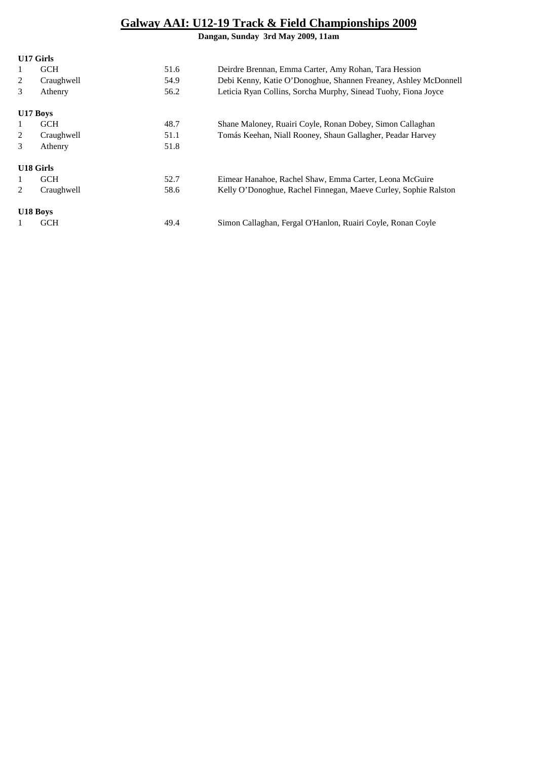# Galway AAI: U12-19 Track & Field Championships 2009

**Dangan, Sunday 3rd May 2009, 11am**

**U17 Girls**

| | | | |
|---|---|---|---|
| 1 | GCH | 51.6 | Deirdre Brennan, Emma Carter, Amy Rohan, Tara Hession |
| 2 | Craughwell | 54.9 | Debi Kenny, Katie O'Donoghue, Shannen Freaney, Ashley McDonnell |
| 3 | Athenry | 56.2 | Leticia Ryan Collins, Sorcha Murphy, Sinead Tuohy, Fiona Joyce |

**U17 Boys**

| | | | |
|---|---|---|---|
| 1 | GCH | 48.7 | Shane Maloney, Ruairi Coyle, Ronan Dobey, Simon Callaghan |
| 2 | Craughwell | 51.1 | Tomás Keehan, Niall Rooney, Shaun Gallagher, Peadar Harvey |
| 3 | Athenry | 51.8 | |

**U18 Girls**

| | | | |
|---|---|---|---|
| 1 | GCH | 52.7 | Eimear Hanahoe, Rachel Shaw, Emma Carter, Leona McGuire |
| 2 | Craughwell | 58.6 | Kelly O'Donoghue, Rachel Finnegan, Maeve Curley, Sophie Ralston |

**U18 Boys**

| | | | |
|---|---|---|---|
| 1 | GCH | 49.4 | Simon Callaghan, Fergal O'Hanlon, Ruairi Coyle, Ronan Coyle |